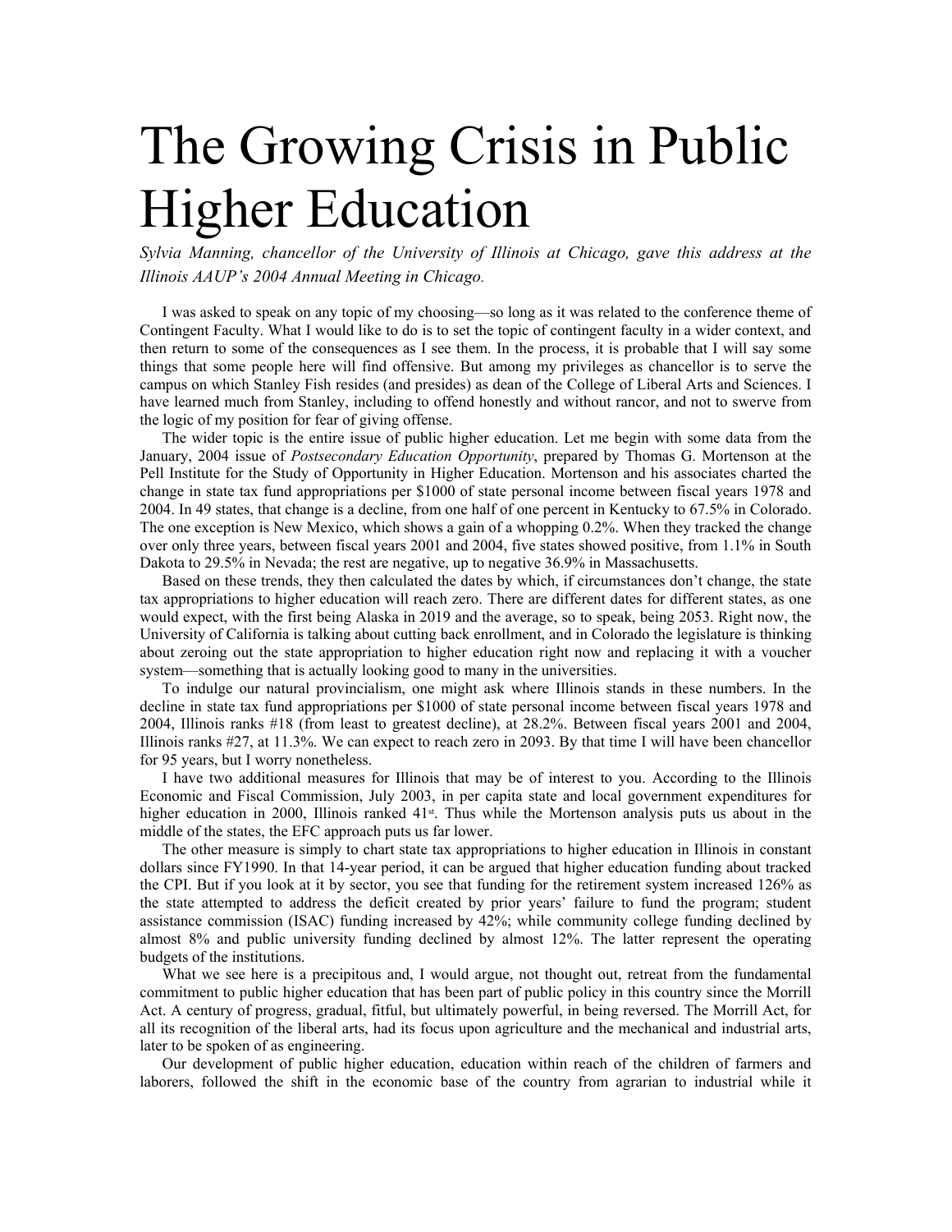# The Growing Crisis in Public Higher Education

*Sylvia Manning, chancellor of the University of Illinois at Chicago, gave this address at the Illinois AAUP's 2004 Annual Meeting in Chicago.*

I was asked to speak on any topic of my choosing—so long as it was related to the conference theme of Contingent Faculty. What I would like to do is to set the topic of contingent faculty in a wider context, and then return to some of the consequences as I see them. In the process, it is probable that I will say some things that some people here will find offensive. But among my privileges as chancellor is to serve the campus on which Stanley Fish resides (and presides) as dean of the College of Liberal Arts and Sciences. I have learned much from Stanley, including to offend honestly and without rancor, and not to swerve from the logic of my position for fear of giving offense.

The wider topic is the entire issue of public higher education. Let me begin with some data from the January, 2004 issue of *Postsecondary Education Opportunity*, prepared by Thomas G. Mortenson at the Pell Institute for the Study of Opportunity in Higher Education. Mortenson and his associates charted the change in state tax fund appropriations per $1000 of state personal income between fiscal years 1978 and 2004. In 49 states, that change is a decline, from one half of one percent in Kentucky to 67.5% in Colorado. The one exception is New Mexico, which shows a gain of a whopping 0.2%. When they tracked the change over only three years, between fiscal years 2001 and 2004, five states showed positive, from 1.1% in South Dakota to 29.5% in Nevada; the rest are negative, up to negative 36.9% in Massachusetts.

Based on these trends, they then calculated the dates by which, if circumstances don't change, the state tax appropriations to higher education will reach zero. There are different dates for different states, as one would expect, with the first being Alaska in 2019 and the average, so to speak, being 2053. Right now, the University of California is talking about cutting back enrollment, and in Colorado the legislature is thinking about zeroing out the state appropriation to higher education right now and replacing it with a voucher system—something that is actually looking good to many in the universities.

To indulge our natural provincialism, one might ask where Illinois stands in these numbers. In the decline in state tax fund appropriations per $1000 of state personal income between fiscal years 1978 and 2004, Illinois ranks #18 (from least to greatest decline), at 28.2%. Between fiscal years 2001 and 2004, Illinois ranks #27, at 11.3%. We can expect to reach zero in 2093. By that time I will have been chancellor for 95 years, but I worry nonetheless.

I have two additional measures for Illinois that may be of interest to you. According to the Illinois Economic and Fiscal Commission, July 2003, in per capita state and local government expenditures for higher education in 2000, Illinois ranked 41st. Thus while the Mortenson analysis puts us about in the middle of the states, the EFC approach puts us far lower.

The other measure is simply to chart state tax appropriations to higher education in Illinois in constant dollars since FY1990. In that 14-year period, it can be argued that higher education funding about tracked the CPI. But if you look at it by sector, you see that funding for the retirement system increased 126% as the state attempted to address the deficit created by prior years' failure to fund the program; student assistance commission (ISAC) funding increased by 42%; while community college funding declined by almost 8% and public university funding declined by almost 12%. The latter represent the operating budgets of the institutions.

What we see here is a precipitous and, I would argue, not thought out, retreat from the fundamental commitment to public higher education that has been part of public policy in this country since the Morrill Act. A century of progress, gradual, fitful, but ultimately powerful, in being reversed. The Morrill Act, for all its recognition of the liberal arts, had its focus upon agriculture and the mechanical and industrial arts, later to be spoken of as engineering.

Our development of public higher education, education within reach of the children of farmers and laborers, followed the shift in the economic base of the country from agrarian to industrial while it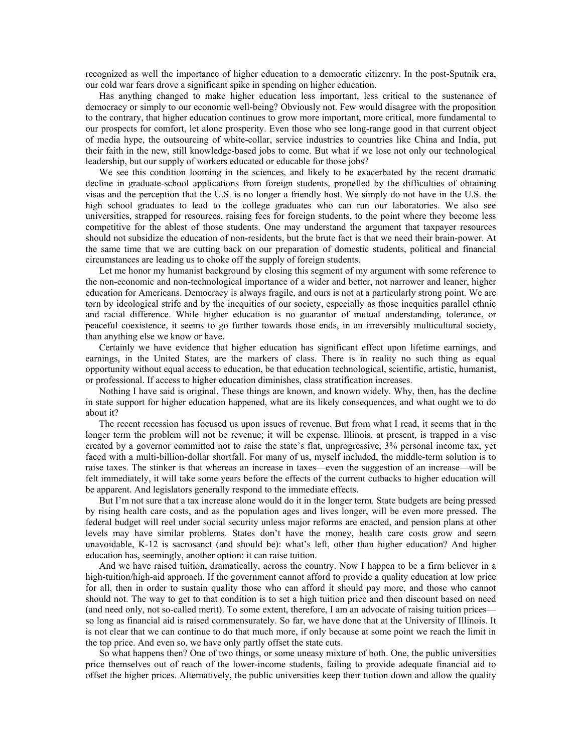recognized as well the importance of higher education to a democratic citizenry. In the post-Sputnik era, our cold war fears drove a significant spike in spending on higher education.

Has anything changed to make higher education less important, less critical to the sustenance of democracy or simply to our economic well-being? Obviously not. Few would disagree with the proposition to the contrary, that higher education continues to grow more important, more critical, more fundamental to our prospects for comfort, let alone prosperity. Even those who see long-range good in that current object of media hype, the outsourcing of white-collar, service industries to countries like China and India, put their faith in the new, still knowledge-based jobs to come. But what if we lose not only our technological leadership, but our supply of workers educated or educable for those jobs?

We see this condition looming in the sciences, and likely to be exacerbated by the recent dramatic decline in graduate-school applications from foreign students, propelled by the difficulties of obtaining visas and the perception that the U.S. is no longer a friendly host. We simply do not have in the U.S. the high school graduates to lead to the college graduates who can run our laboratories. We also see universities, strapped for resources, raising fees for foreign students, to the point where they become less competitive for the ablest of those students. One may understand the argument that taxpayer resources should not subsidize the education of non-residents, but the brute fact is that we need their brain-power. At the same time that we are cutting back on our preparation of domestic students, political and financial circumstances are leading us to choke off the supply of foreign students.

Let me honor my humanist background by closing this segment of my argument with some reference to the non-economic and non-technological importance of a wider and better, not narrower and leaner, higher education for Americans. Democracy is always fragile, and ours is not at a particularly strong point. We are torn by ideological strife and by the inequities of our society, especially as those inequities parallel ethnic and racial difference. While higher education is no guarantor of mutual understanding, tolerance, or peaceful coexistence, it seems to go further towards those ends, in an irreversibly multicultural society, than anything else we know or have.

Certainly we have evidence that higher education has significant effect upon lifetime earnings, and earnings, in the United States, are the markers of class. There is in reality no such thing as equal opportunity without equal access to education, be that education technological, scientific, artistic, humanist, or professional. If access to higher education diminishes, class stratification increases.

Nothing I have said is original. These things are known, and known widely. Why, then, has the decline in state support for higher education happened, what are its likely consequences, and what ought we to do about it?

The recent recession has focused us upon issues of revenue. But from what I read, it seems that in the longer term the problem will not be revenue; it will be expense. Illinois, at present, is trapped in a vise created by a governor committed not to raise the state's flat, unprogressive, 3% personal income tax, yet faced with a multi-billion-dollar shortfall. For many of us, myself included, the middle-term solution is to raise taxes. The stinker is that whereas an increase in taxes—even the suggestion of an increase—will be felt immediately, it will take some years before the effects of the current cutbacks to higher education will be apparent. And legislators generally respond to the immediate effects.

But I'm not sure that a tax increase alone would do it in the longer term. State budgets are being pressed by rising health care costs, and as the population ages and lives longer, will be even more pressed. The federal budget will reel under social security unless major reforms are enacted, and pension plans at other levels may have similar problems. States don't have the money, health care costs grow and seem unavoidable, K-12 is sacrosanct (and should be): what's left, other than higher education? And higher education has, seemingly, another option: it can raise tuition.

And we have raised tuition, dramatically, across the country. Now I happen to be a firm believer in a high-tuition/high-aid approach. If the government cannot afford to provide a quality education at low price for all, then in order to sustain quality those who can afford it should pay more, and those who cannot should not. The way to get to that condition is to set a high tuition price and then discount based on need (and need only, not so-called merit). To some extent, therefore, I am an advocate of raising tuition prices—so long as financial aid is raised commensurately. So far, we have done that at the University of Illinois. It is not clear that we can continue to do that much more, if only because at some point we reach the limit in the top price. And even so, we have only partly offset the state cuts.

So what happens then? One of two things, or some uneasy mixture of both. One, the public universities price themselves out of reach of the lower-income students, failing to provide adequate financial aid to offset the higher prices. Alternatively, the public universities keep their tuition down and allow the quality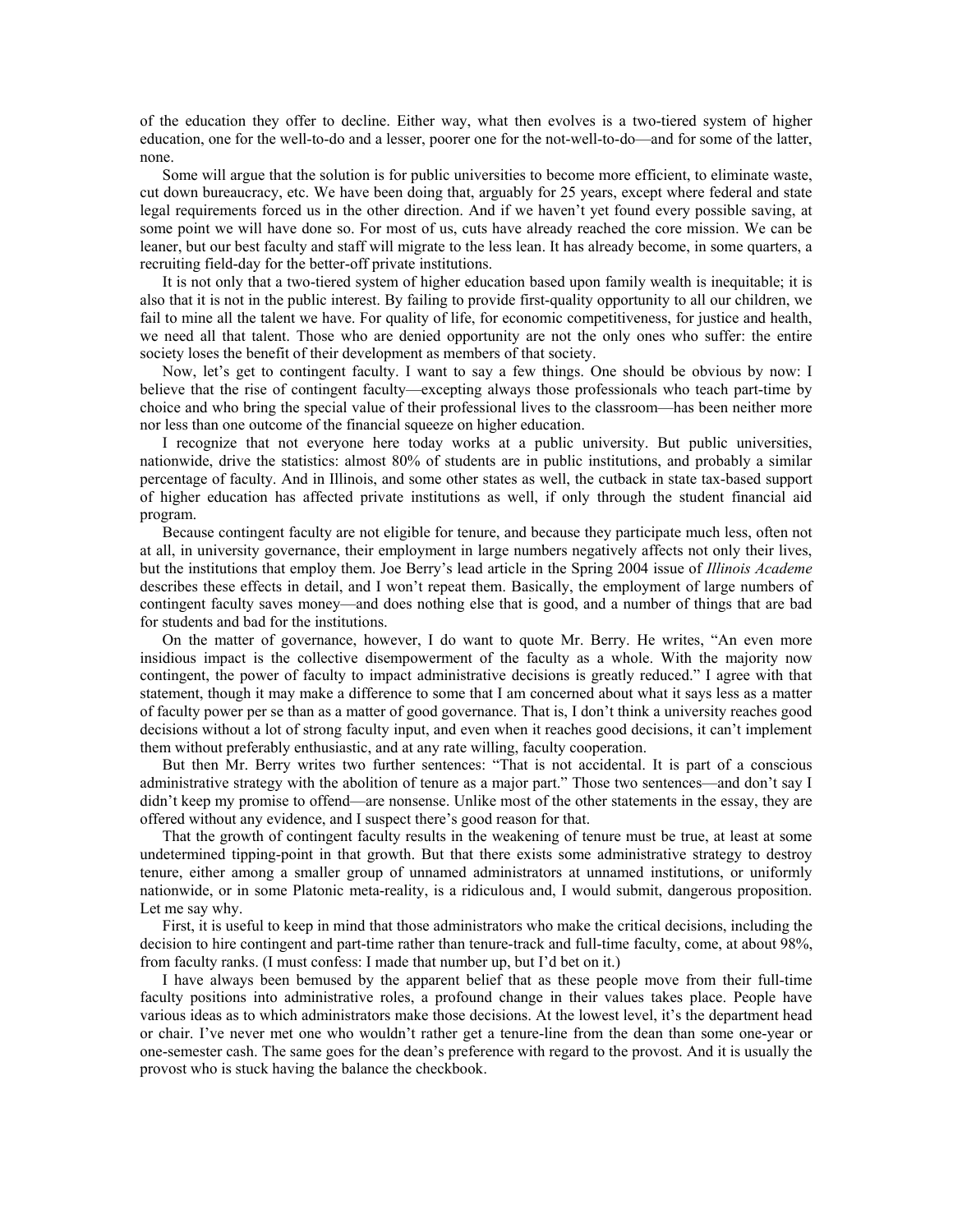of the education they offer to decline. Either way, what then evolves is a two-tiered system of higher education, one for the well-to-do and a lesser, poorer one for the not-well-to-do—and for some of the latter, none.

Some will argue that the solution is for public universities to become more efficient, to eliminate waste, cut down bureaucracy, etc. We have been doing that, arguably for 25 years, except where federal and state legal requirements forced us in the other direction. And if we haven't yet found every possible saving, at some point we will have done so. For most of us, cuts have already reached the core mission. We can be leaner, but our best faculty and staff will migrate to the less lean. It has already become, in some quarters, a recruiting field-day for the better-off private institutions.

It is not only that a two-tiered system of higher education based upon family wealth is inequitable; it is also that it is not in the public interest. By failing to provide first-quality opportunity to all our children, we fail to mine all the talent we have. For quality of life, for economic competitiveness, for justice and health, we need all that talent. Those who are denied opportunity are not the only ones who suffer: the entire society loses the benefit of their development as members of that society.

Now, let's get to contingent faculty. I want to say a few things. One should be obvious by now: I believe that the rise of contingent faculty—excepting always those professionals who teach part-time by choice and who bring the special value of their professional lives to the classroom—has been neither more nor less than one outcome of the financial squeeze on higher education.

I recognize that not everyone here today works at a public university. But public universities, nationwide, drive the statistics: almost 80% of students are in public institutions, and probably a similar percentage of faculty. And in Illinois, and some other states as well, the cutback in state tax-based support of higher education has affected private institutions as well, if only through the student financial aid program.

Because contingent faculty are not eligible for tenure, and because they participate much less, often not at all, in university governance, their employment in large numbers negatively affects not only their lives, but the institutions that employ them. Joe Berry's lead article in the Spring 2004 issue of *Illinois Academe* describes these effects in detail, and I won't repeat them. Basically, the employment of large numbers of contingent faculty saves money—and does nothing else that is good, and a number of things that are bad for students and bad for the institutions.

On the matter of governance, however, I do want to quote Mr. Berry. He writes, "An even more insidious impact is the collective disempowerment of the faculty as a whole. With the majority now contingent, the power of faculty to impact administrative decisions is greatly reduced." I agree with that statement, though it may make a difference to some that I am concerned about what it says less as a matter of faculty power per se than as a matter of good governance. That is, I don't think a university reaches good decisions without a lot of strong faculty input, and even when it reaches good decisions, it can't implement them without preferably enthusiastic, and at any rate willing, faculty cooperation.

But then Mr. Berry writes two further sentences: "That is not accidental. It is part of a conscious administrative strategy with the abolition of tenure as a major part." Those two sentences—and don't say I didn't keep my promise to offend—are nonsense. Unlike most of the other statements in the essay, they are offered without any evidence, and I suspect there's good reason for that.

That the growth of contingent faculty results in the weakening of tenure must be true, at least at some undetermined tipping-point in that growth. But that there exists some administrative strategy to destroy tenure, either among a smaller group of unnamed administrators at unnamed institutions, or uniformly nationwide, or in some Platonic meta-reality, is a ridiculous and, I would submit, dangerous proposition. Let me say why.

First, it is useful to keep in mind that those administrators who make the critical decisions, including the decision to hire contingent and part-time rather than tenure-track and full-time faculty, come, at about 98%, from faculty ranks. (I must confess: I made that number up, but I'd bet on it.)

I have always been bemused by the apparent belief that as these people move from their full-time faculty positions into administrative roles, a profound change in their values takes place. People have various ideas as to which administrators make those decisions. At the lowest level, it's the department head or chair. I've never met one who wouldn't rather get a tenure-line from the dean than some one-year or one-semester cash. The same goes for the dean's preference with regard to the provost. And it is usually the provost who is stuck having the balance the checkbook.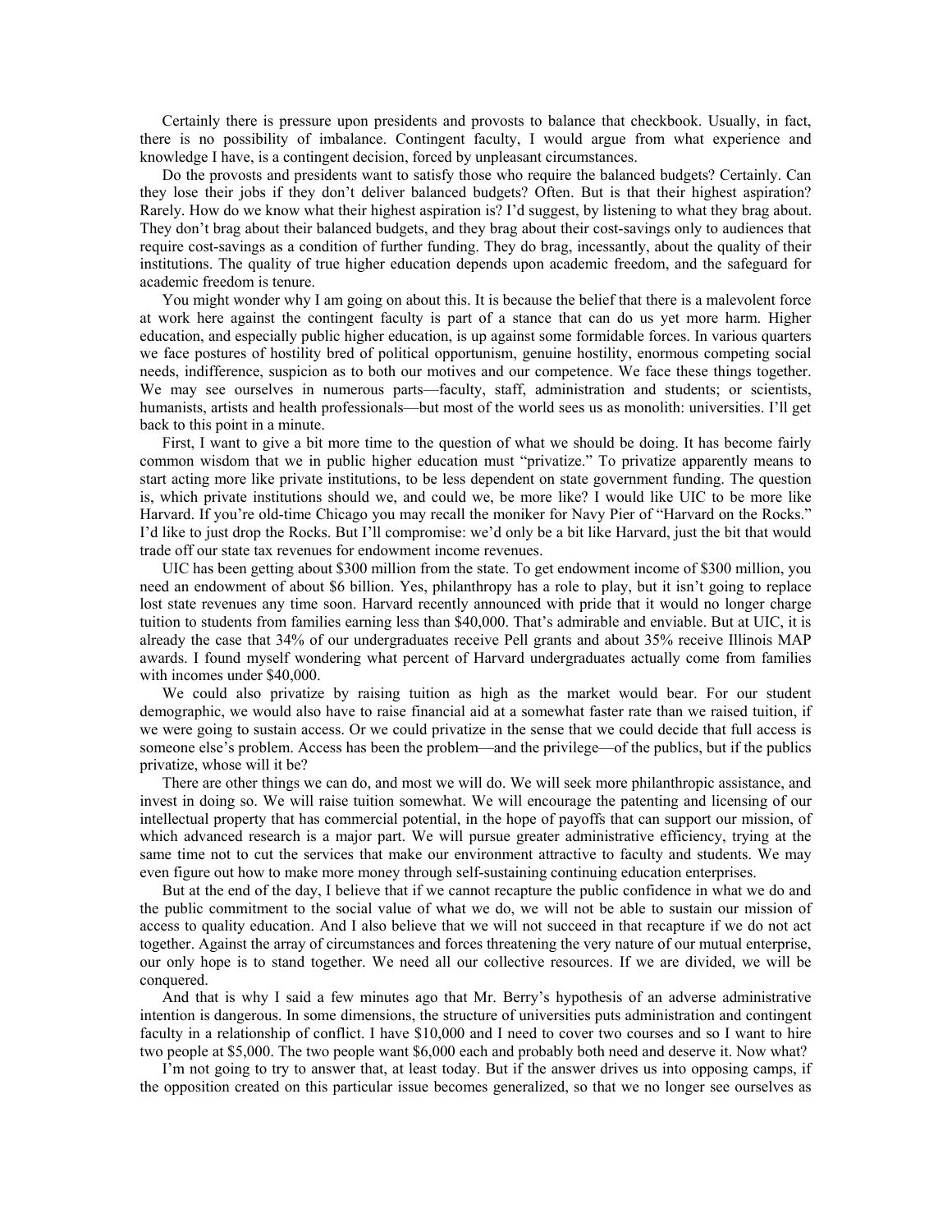Certainly there is pressure upon presidents and provosts to balance that checkbook. Usually, in fact, there is no possibility of imbalance. Contingent faculty, I would argue from what experience and knowledge I have, is a contingent decision, forced by unpleasant circumstances.

Do the provosts and presidents want to satisfy those who require the balanced budgets? Certainly. Can they lose their jobs if they don't deliver balanced budgets? Often. But is that their highest aspiration? Rarely. How do we know what their highest aspiration is? I'd suggest, by listening to what they brag about. They don't brag about their balanced budgets, and they brag about their cost-savings only to audiences that require cost-savings as a condition of further funding. They do brag, incessantly, about the quality of their institutions. The quality of true higher education depends upon academic freedom, and the safeguard for academic freedom is tenure.

You might wonder why I am going on about this. It is because the belief that there is a malevolent force at work here against the contingent faculty is part of a stance that can do us yet more harm. Higher education, and especially public higher education, is up against some formidable forces. In various quarters we face postures of hostility bred of political opportunism, genuine hostility, enormous competing social needs, indifference, suspicion as to both our motives and our competence. We face these things together. We may see ourselves in numerous parts—faculty, staff, administration and students; or scientists, humanists, artists and health professionals—but most of the world sees us as monolith: universities. I'll get back to this point in a minute.

First, I want to give a bit more time to the question of what we should be doing. It has become fairly common wisdom that we in public higher education must "privatize." To privatize apparently means to start acting more like private institutions, to be less dependent on state government funding. The question is, which private institutions should we, and could we, be more like? I would like UIC to be more like Harvard. If you're old-time Chicago you may recall the moniker for Navy Pier of "Harvard on the Rocks." I'd like to just drop the Rocks. But I'll compromise: we'd only be a bit like Harvard, just the bit that would trade off our state tax revenues for endowment income revenues.

UIC has been getting about $300 million from the state. To get endowment income of $300 million, you need an endowment of about $6 billion. Yes, philanthropy has a role to play, but it isn't going to replace lost state revenues any time soon. Harvard recently announced with pride that it would no longer charge tuition to students from families earning less than $40,000. That's admirable and enviable. But at UIC, it is already the case that 34% of our undergraduates receive Pell grants and about 35% receive Illinois MAP awards. I found myself wondering what percent of Harvard undergraduates actually come from families with incomes under $40,000.

We could also privatize by raising tuition as high as the market would bear. For our student demographic, we would also have to raise financial aid at a somewhat faster rate than we raised tuition, if we were going to sustain access. Or we could privatize in the sense that we could decide that full access is someone else's problem. Access has been the problem—and the privilege—of the publics, but if the publics privatize, whose will it be?

There are other things we can do, and most we will do. We will seek more philanthropic assistance, and invest in doing so. We will raise tuition somewhat. We will encourage the patenting and licensing of our intellectual property that has commercial potential, in the hope of payoffs that can support our mission, of which advanced research is a major part. We will pursue greater administrative efficiency, trying at the same time not to cut the services that make our environment attractive to faculty and students. We may even figure out how to make more money through self-sustaining continuing education enterprises.

But at the end of the day, I believe that if we cannot recapture the public confidence in what we do and the public commitment to the social value of what we do, we will not be able to sustain our mission of access to quality education. And I also believe that we will not succeed in that recapture if we do not act together. Against the array of circumstances and forces threatening the very nature of our mutual enterprise, our only hope is to stand together. We need all our collective resources. If we are divided, we will be conquered.

And that is why I said a few minutes ago that Mr. Berry's hypothesis of an adverse administrative intention is dangerous. In some dimensions, the structure of universities puts administration and contingent faculty in a relationship of conflict. I have $10,000 and I need to cover two courses and so I want to hire two people at $5,000. The two people want $6,000 each and probably both need and deserve it. Now what?

I'm not going to try to answer that, at least today. But if the answer drives us into opposing camps, if the opposition created on this particular issue becomes generalized, so that we no longer see ourselves as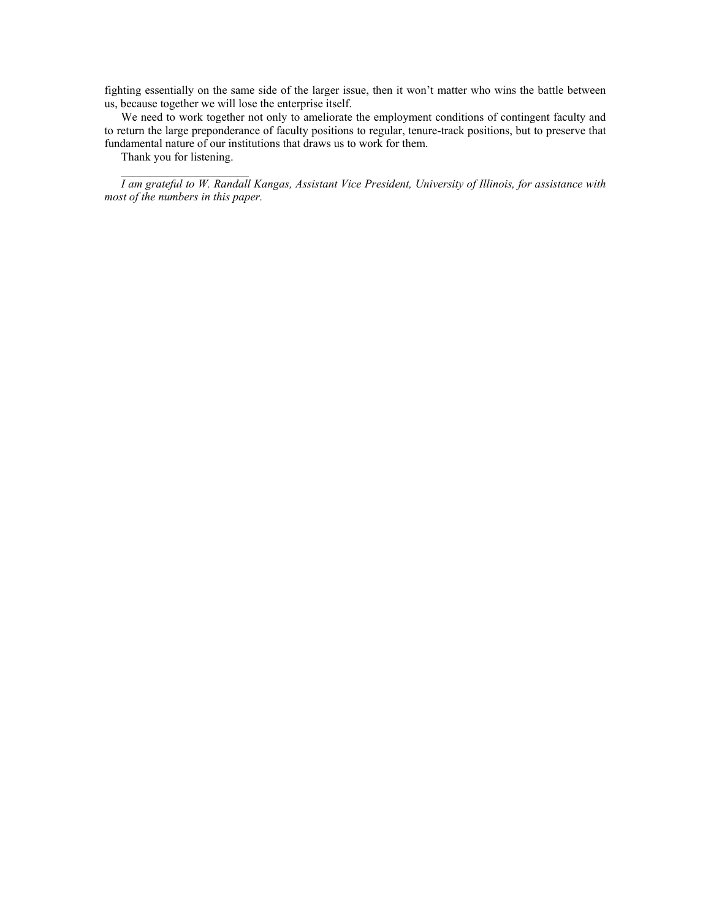fighting essentially on the same side of the larger issue, then it won't matter who wins the battle between us, because together we will lose the enterprise itself.

We need to work together not only to ameliorate the employment conditions of contingent faculty and to return the large preponderance of faculty positions to regular, tenure-track positions, but to preserve that fundamental nature of our institutions that draws us to work for them.

Thank you for listening.

---

*I am grateful to W. Randall Kangas, Assistant Vice President, University of Illinois, for assistance with most of the numbers in this paper.*